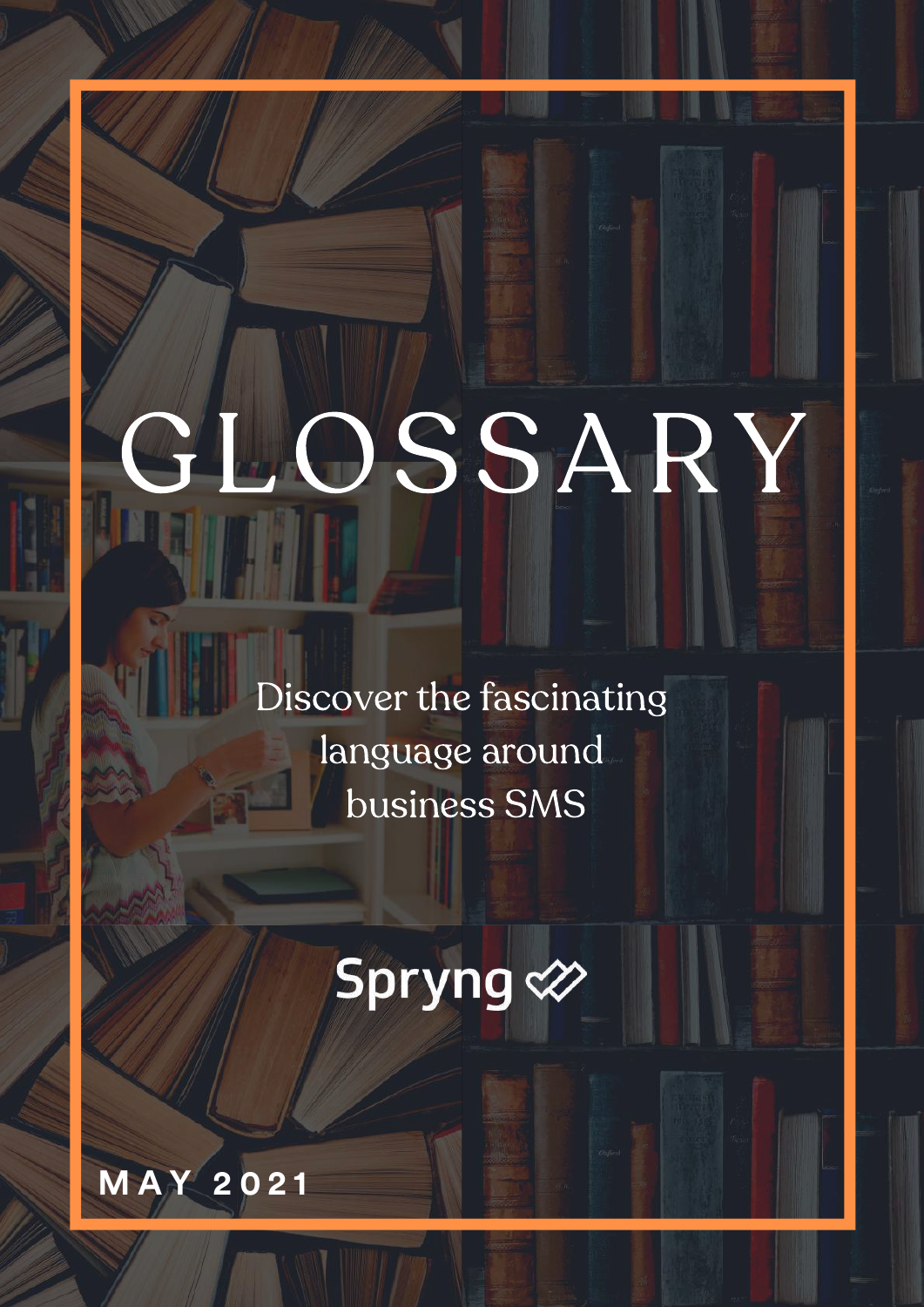# GLOSSARY

Discover the fascinating language around business SMS

Spryng

**MAY 2021**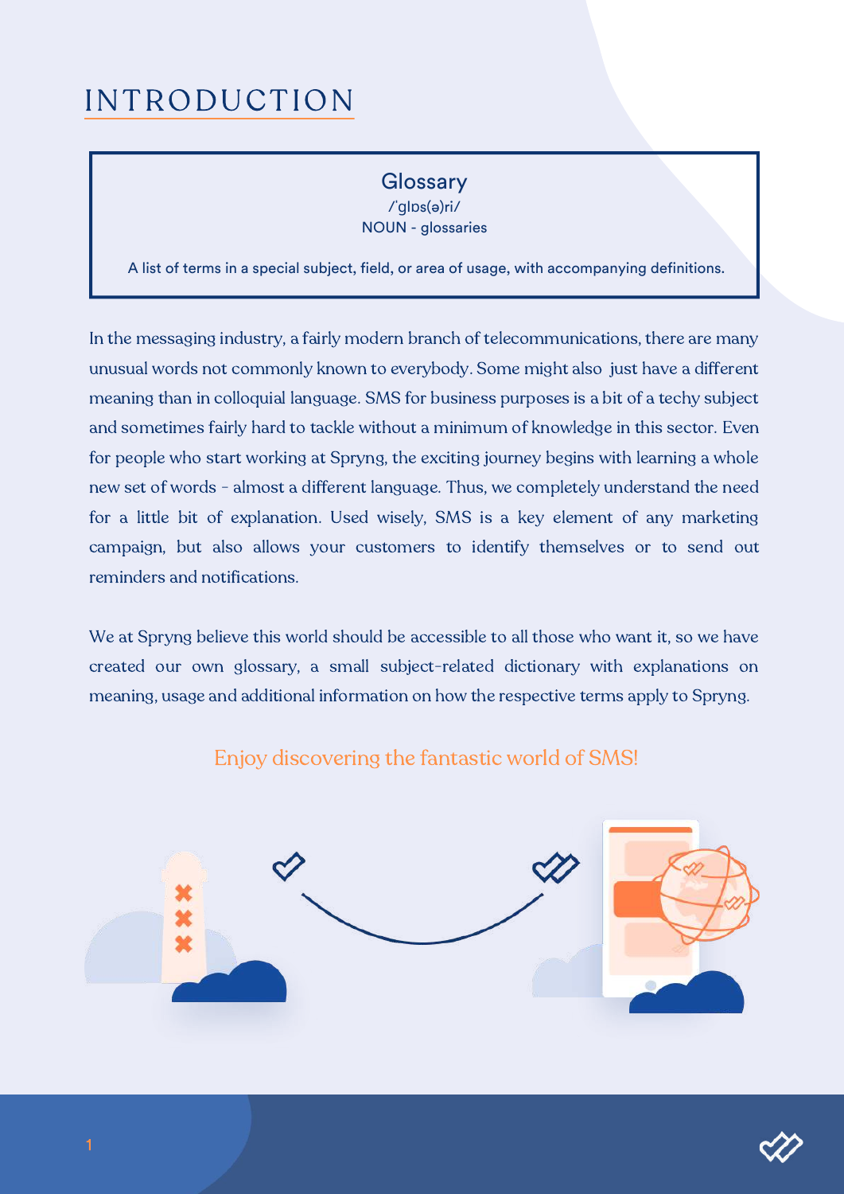# INTRODUCTION

> **Glossary**
> /ˈɡlɒs(ə)ri/
> NOUN - glossaries
>
> A list of terms in a special subject, field, or area of usage, with accompanying definitions.

In the messaging industry, a fairly modern branch of telecommunications, there are many unusual words not commonly known to everybody. Some might also just have a different meaning than in colloquial language. SMS for business purposes is a bit of a techy subject and sometimes fairly hard to tackle without a minimum of knowledge in this sector. Even for people who start working at Spryng, the exciting journey begins with learning a whole new set of words - almost a different language. Thus, we completely understand the need for a little bit of explanation. Used wisely, SMS is a key element of any marketing campaign, but also allows your customers to identify themselves or to send out reminders and notifications.

We at Spryng believe this world should be accessible to all those who want it, so we have created our own glossary, a small subject-related dictionary with explanations on meaning, usage and additional information on how the respective terms apply to Spryng.

Enjoy discovering the fantastic world of SMS!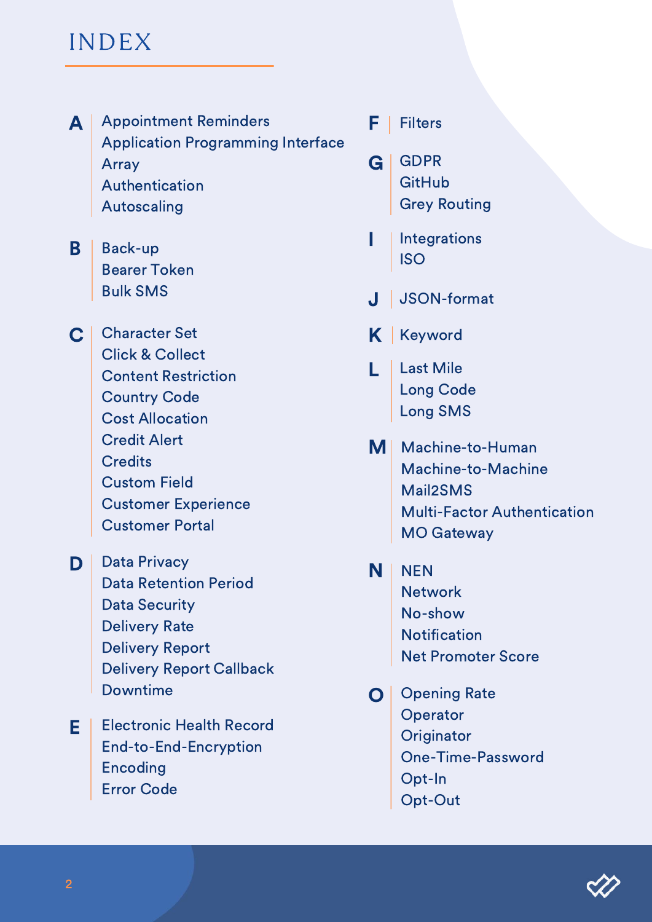# INDEX

**A**
- Appointment Reminders
- Application Programming Interface
- Array
- Authentication
- Autoscaling

**B**
- Back-up
- Bearer Token
- Bulk SMS

**C**
- Character Set
- Click & Collect
- Content Restriction
- Country Code
- Cost Allocation
- Credit Alert
- Credits
- Custom Field
- Customer Experience
- Customer Portal

**D**
- Data Privacy
- Data Retention Period
- Data Security
- Delivery Rate
- Delivery Report
- Delivery Report Callback
- Downtime

**E**
- Electronic Health Record
- End-to-End-Encryption
- Encoding
- Error Code

**F**
- Filters

**G**
- GDPR
- GitHub
- Grey Routing

**I**
- Integrations
- ISO

**J**
- JSON-format

**K**
- Keyword

**L**
- Last Mile
- Long Code
- Long SMS

**M**
- Machine-to-Human
- Machine-to-Machine
- Mail2SMS
- Multi-Factor Authentication
- MO Gateway

**N**
- NEN
- Network
- No-show
- Notification
- Net Promoter Score

**O**
- Opening Rate
- Operator
- Originator
- One-Time-Password
- Opt-In
- Opt-Out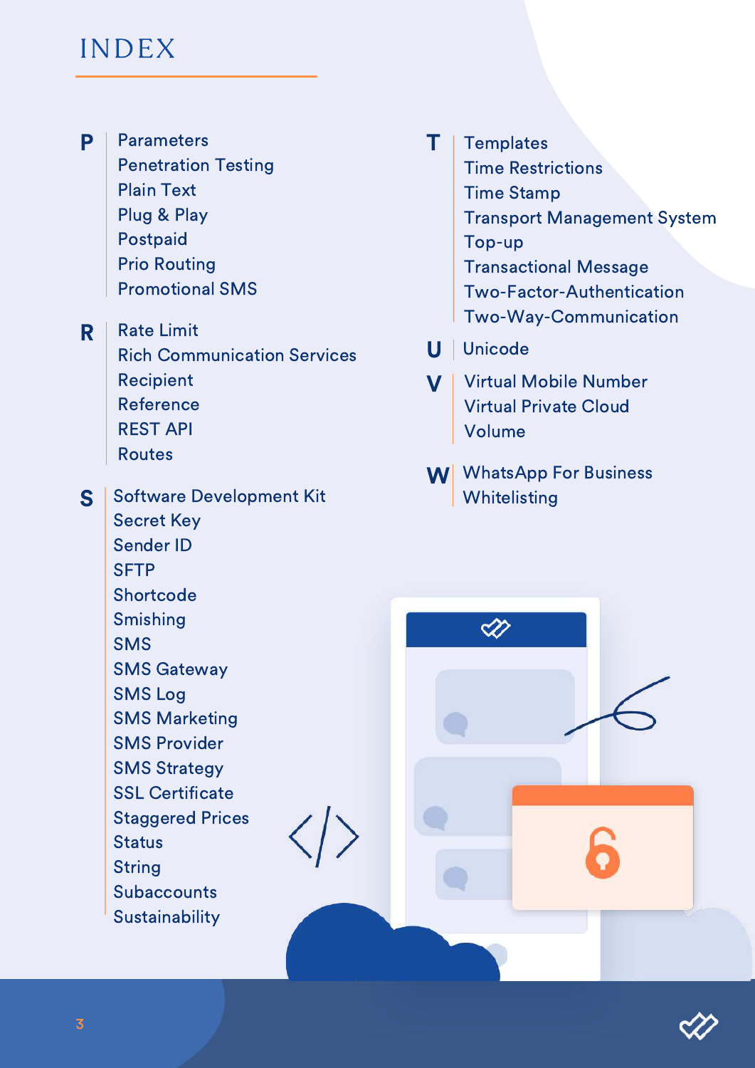# INDEX

**P**

- Parameters
- Penetration Testing
- Plain Text
- Plug & Play
- Postpaid
- Prio Routing
- Promotional SMS

**R**

- Rate Limit
- Rich Communication Services
- Recipient
- Reference
- REST API
- Routes

**S**

- Software Development Kit
- Secret Key
- Sender ID
- SFTP
- Shortcode
- Smishing
- SMS
- SMS Gateway
- SMS Log
- SMS Marketing
- SMS Provider
- SMS Strategy
- SSL Certificate
- Staggered Prices
- Status
- String
- Subaccounts
- Sustainability

**T**

- Templates
- Time Restrictions
- Time Stamp
- Transport Management System
- Top-up
- Transactional Message
- Two-Factor-Authentication
- Two-Way-Communication

**U**

- Unicode

**V**

- Virtual Mobile Number
- Virtual Private Cloud
- Volume

**W**

- WhatsApp For Business
- Whitelisting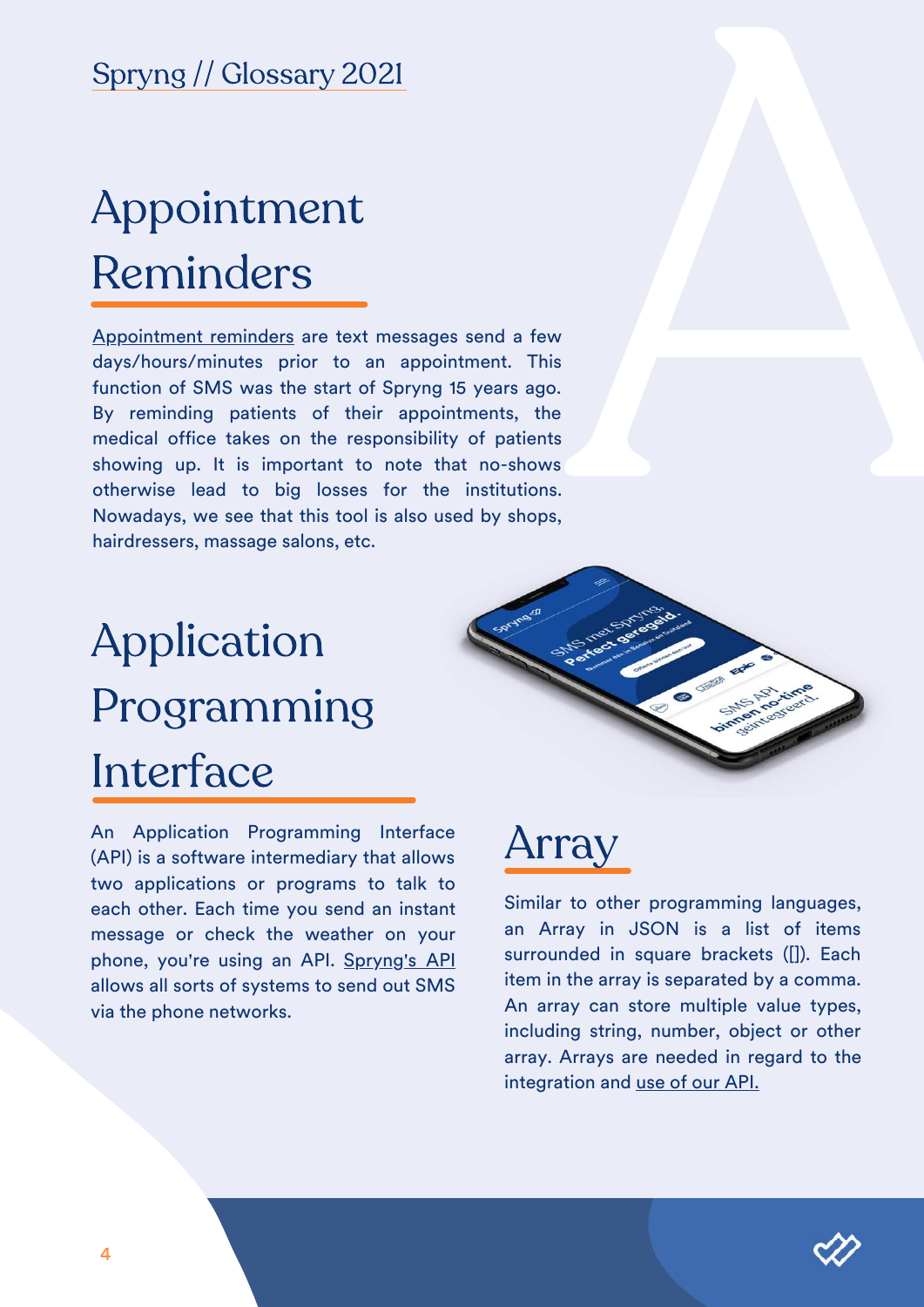# Appointment Reminders

Appointment reminders are text messages send a few days/hours/minutes prior to an appointment. This function of SMS was the start of Spryng 15 years ago. By reminding patients of their appointments, the medical office takes on the responsibility of patients showing up. It is important to note that no-shows otherwise lead to big losses for the institutions. Nowadays, we see that this tool is also used by shops, hairdressers, massage salons, etc.

# Application Programming Interface

An Application Programming Interface (API) is a software intermediary that allows two applications or programs to talk to each other. Each time you send an instant message or check the weather on your phone, you're using an API. Spryng's API allows all sorts of systems to send out SMS via the phone networks.

# Array

Similar to other programming languages, an Array in JSON is a list of items surrounded in square brackets ([]). Each item in the array is separated by a comma. An array can store multiple value types, including string, number, object or other array. Arrays are needed in regard to the integration and use of our API.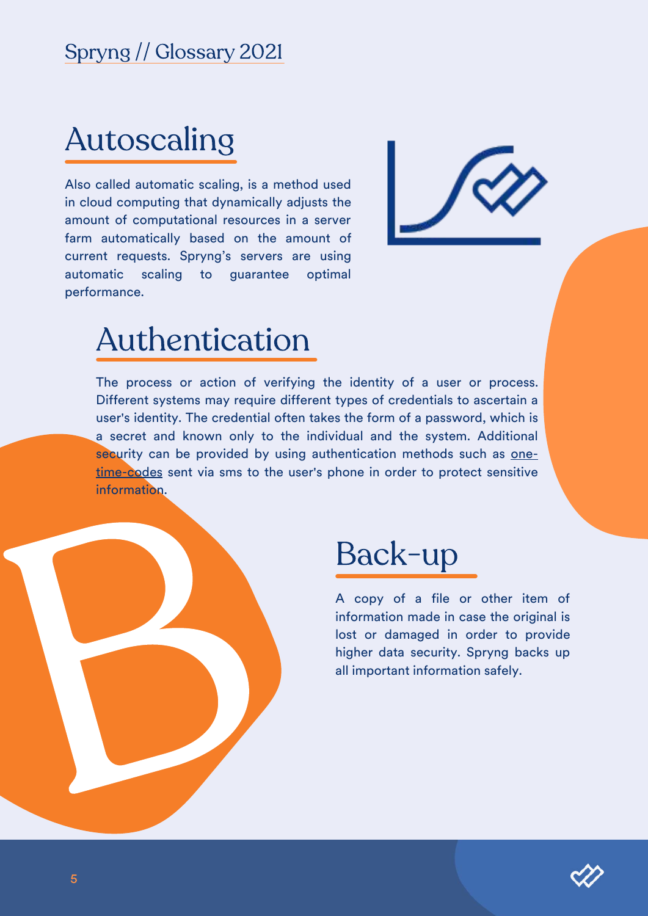## Autoscaling

Also called automatic scaling, is a method used in cloud computing that dynamically adjusts the amount of computational resources in a server farm automatically based on the amount of current requests. Spryng's servers are using automatic scaling to guarantee optimal performance.

## Authentication

The process or action of verifying the identity of a user or process. Different systems may require different types of credentials to ascertain a user's identity. The credential often takes the form of a password, which is a secret and known only to the individual and the system. Additional security can be provided by using authentication methods such as one-time-codes sent via sms to the user's phone in order to protect sensitive information.

# B

## Back-up

A copy of a file or other item of information made in case the original is lost or damaged in order to provide higher data security. Spryng backs up all important information safely.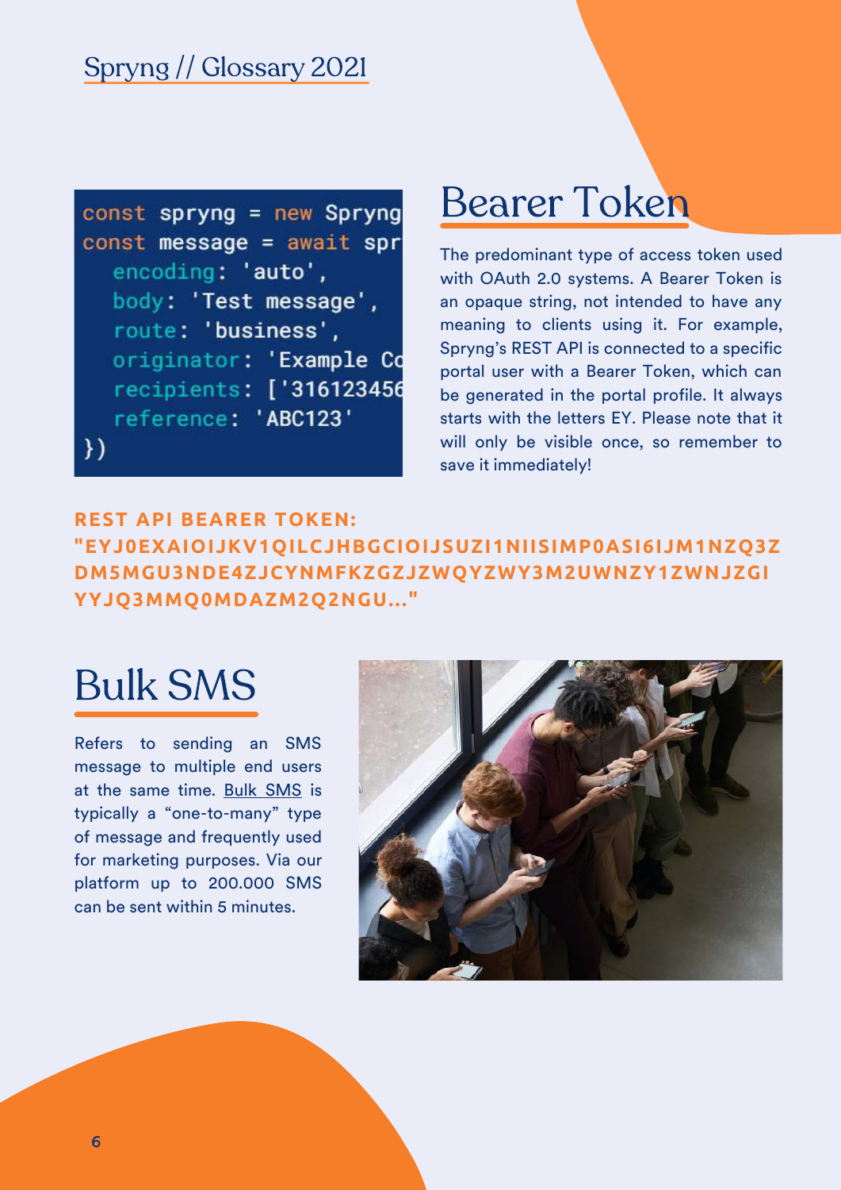```
const spryng = new Spryng
const message = await spr
  encoding: 'auto',
  body: 'Test message',
  route: 'business',
  originator: 'Example Co
  recipients: ['316123456
  reference: 'ABC123'
})
```

## Bearer Token

The predominant type of access token used with OAuth 2.0 systems. A Bearer Token is an opaque string, not intended to have any meaning to clients using it. For example, Spryng's REST API is connected to a specific portal user with a Bearer Token, which can be generated in the portal profile. It always starts with the letters EY. Please note that it will only be visible once, so remember to save it immediately!

**REST API BEARER TOKEN: "EYJ0EXAIOIJKV1QILCJHBGCIOIJSUZI1NIISIMP0ASI6IJM1NZQ3ZDM5MGU3NDE4ZJCYNMFKZGZJZWQYZWY3M2UWNZY1ZWNJZGIYYJQ3MMQ0MDAZM2Q2NGU..."**

## Bulk SMS

Refers to sending an SMS message to multiple end users at the same time. Bulk SMS is typically a "one-to-many" type of message and frequently used for marketing purposes. Via our platform up to 200.000 SMS can be sent within 5 minutes.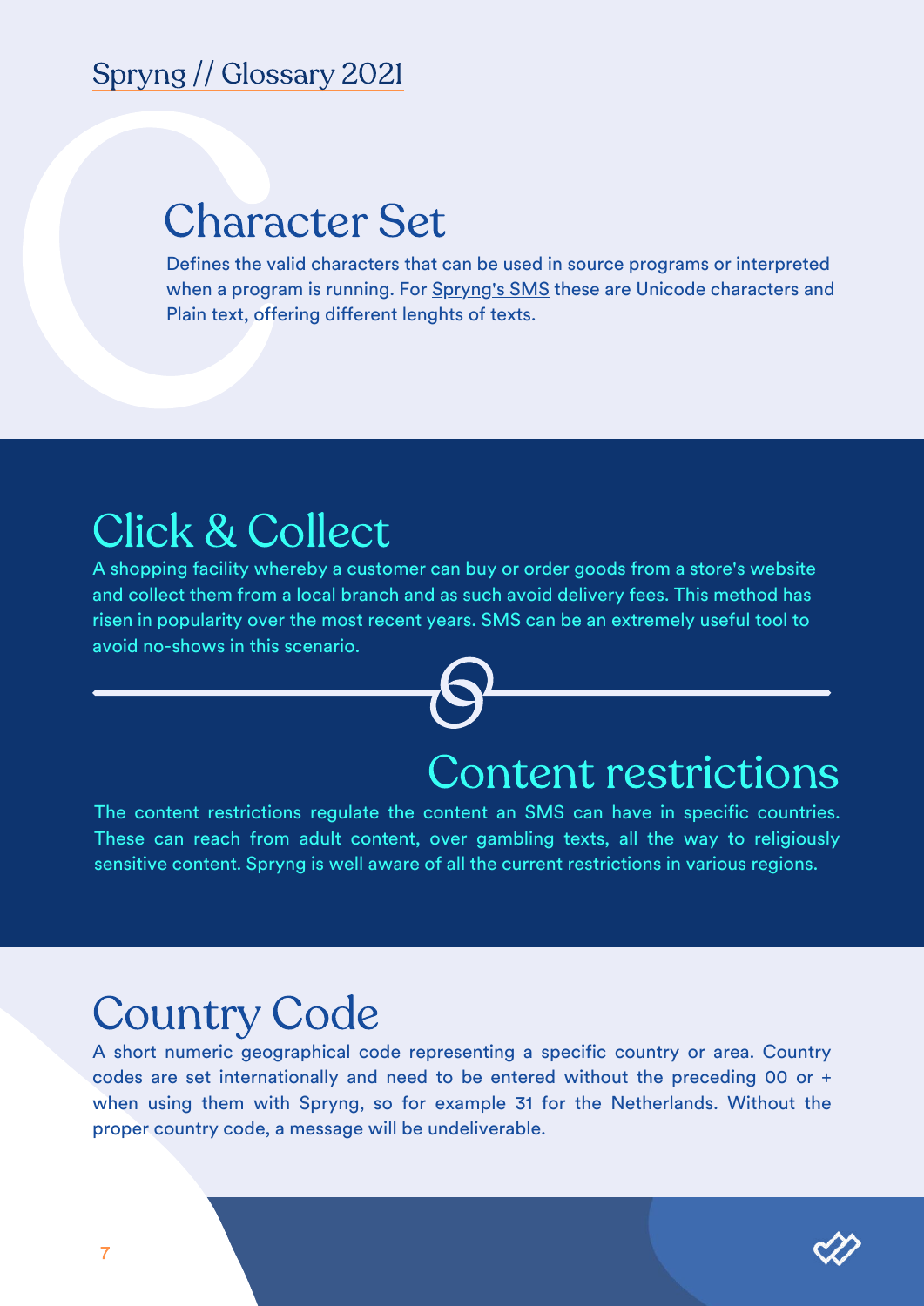## Character Set

Defines the valid characters that can be used in source programs or interpreted when a program is running. For Spryng's SMS these are Unicode characters and Plain text, offering different lenghts of texts.

## Click & Collect

A shopping facility whereby a customer can buy or order goods from a store's website and collect them from a local branch and as such avoid delivery fees. This method has risen in popularity over the most recent years. SMS can be an extremely useful tool to avoid no-shows in this scenario.

## Content restrictions

The content restrictions regulate the content an SMS can have in specific countries. These can reach from adult content, over gambling texts, all the way to religiously sensitive content. Spryng is well aware of all the current restrictions in various regions.

## Country Code

A short numeric geographical code representing a specific country or area. Country codes are set internationally and need to be entered without the preceding 00 or + when using them with Spryng, so for example 31 for the Netherlands. Without the proper country code, a message will be undeliverable.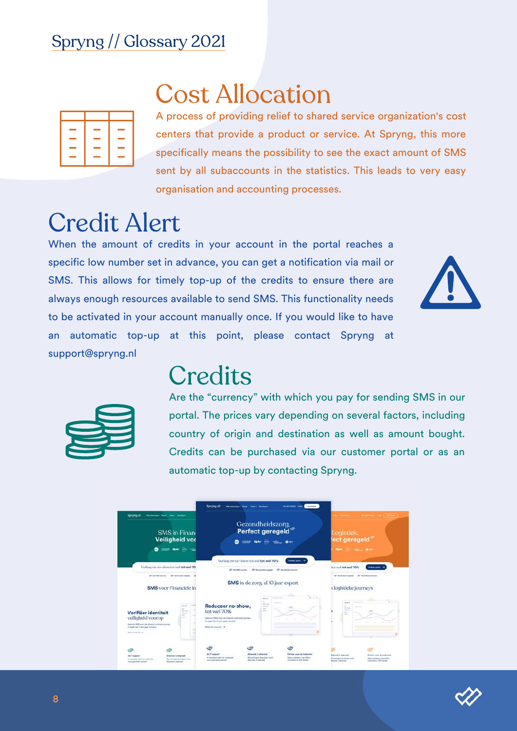# Cost Allocation

A process of providing relief to shared service organization's cost centers that provide a product or service. At Spryng, this more specifically means the possibility to see the exact amount of SMS sent by all subaccounts in the statistics. This leads to very easy organisation and accounting processes.

# Credit Alert

When the amount of credits in your account in the portal reaches a specific low number set in advance, you can get a notification via mail or SMS. This allows for timely top-up of the credits to ensure there are always enough resources available to send SMS. This functionality needs to be activated in your account manually once. If you would like to have an automatic top-up at this point, please contact Spryng at support@spryng.nl

# Credits

Are the "currency" with which you pay for sending SMS in our portal. The prices vary depending on several factors, including country of origin and destination as well as amount bought. Credits can be purchased via our customer portal or as an automatic top-up by contacting Spryng.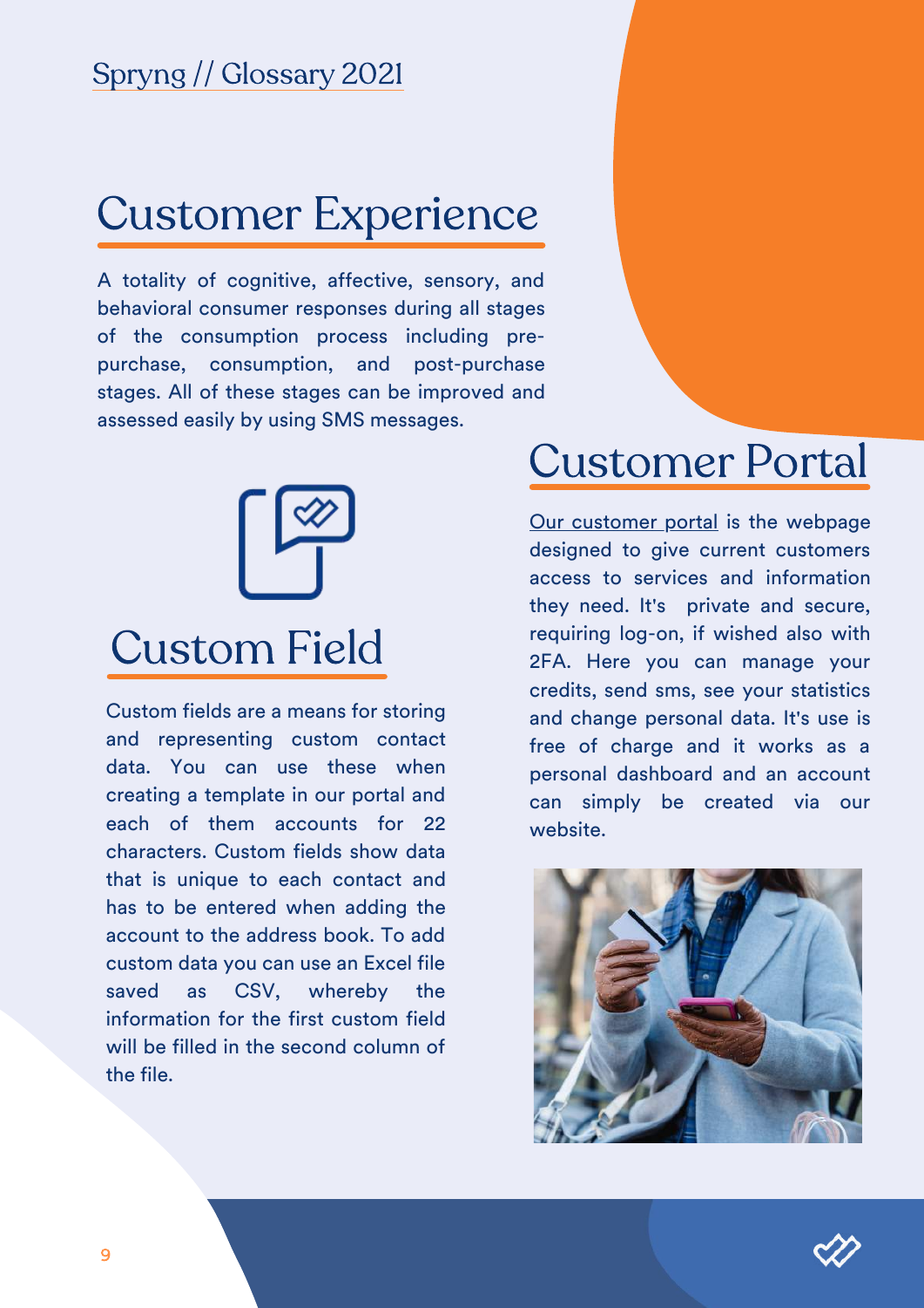## Customer Experience

A totality of cognitive, affective, sensory, and behavioral consumer responses during all stages of the consumption process including pre-purchase, consumption, and post-purchase stages. All of these stages can be improved and assessed easily by using SMS messages.

## Custom Field

Custom fields are a means for storing and representing custom contact data. You can use these when creating a template in our portal and each of them accounts for 22 characters. Custom fields show data that is unique to each contact and has to be entered when adding the account to the address book. To add custom data you can use an Excel file saved as CSV, whereby the information for the first custom field will be filled in the second column of the file.

## Customer Portal

Our customer portal is the webpage designed to give current customers access to services and information they need. It's private and secure, requiring log-on, if wished also with 2FA. Here you can manage your credits, send sms, see your statistics and change personal data. It's use is free of charge and it works as a personal dashboard and an account can simply be created via our website.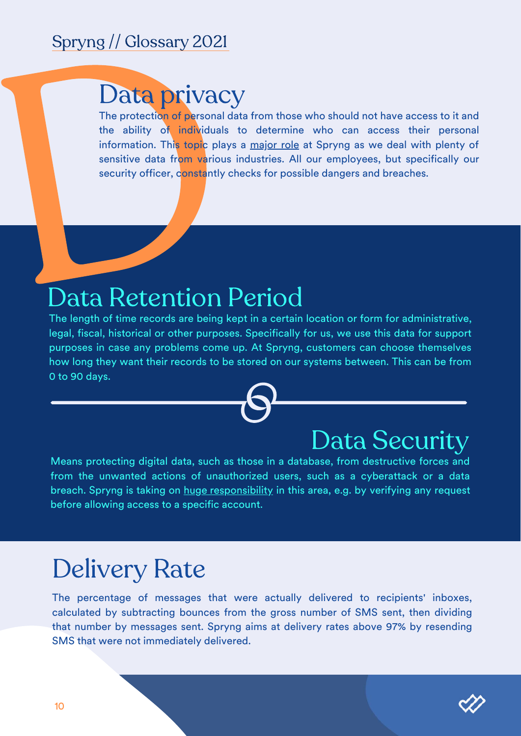## Data privacy

The protection of personal data from those who should not have access to it and the ability of individuals to determine who can access their personal information. This topic plays a major role at Spryng as we deal with plenty of sensitive data from various industries. All our employees, but specifically our security officer, constantly checks for possible dangers and breaches.

## Data Retention Period

The length of time records are being kept in a certain location or form for administrative, legal, fiscal, historical or other purposes. Specifically for us, we use this data for support purposes in case any problems come up. At Spryng, customers can choose themselves how long they want their records to be stored on our systems between. This can be from 0 to 90 days.

## Data Security

Means protecting digital data, such as those in a database, from destructive forces and from the unwanted actions of unauthorized users, such as a cyberattack or a data breach. Spryng is taking on huge responsibility in this area, e.g. by verifying any request before allowing access to a specific account.

## Delivery Rate

The percentage of messages that were actually delivered to recipients' inboxes, calculated by subtracting bounces from the gross number of SMS sent, then dividing that number by messages sent. Spryng aims at delivery rates above 97% by resending SMS that were not immediately delivered.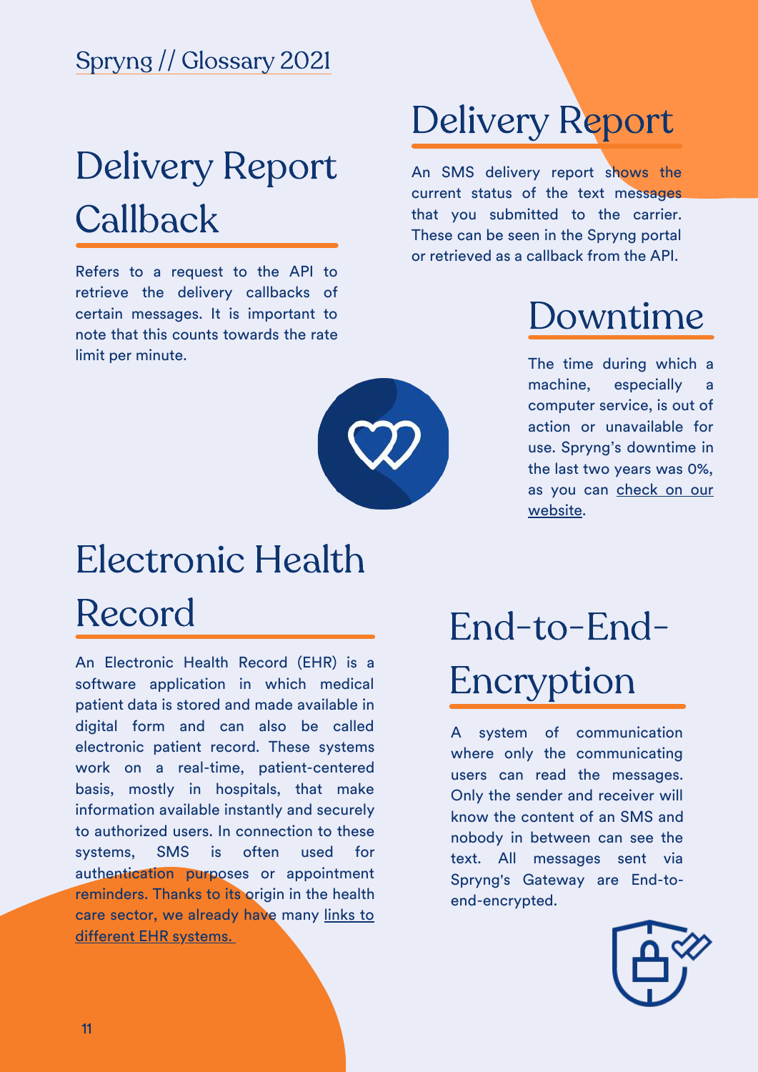## Delivery Report Callback

Refers to a request to the API to retrieve the delivery callbacks of certain messages. It is important to note that this counts towards the rate limit per minute.

## Delivery Report

An SMS delivery report shows the current status of the text messages that you submitted to the carrier. These can be seen in the Spryng portal or retrieved as a callback from the API.

## Downtime

The time during which a machine, especially a computer service, is out of action or unavailable for use. Spryng's downtime in the last two years was 0%, as you can check on our website.

## Electronic Health Record

An Electronic Health Record (EHR) is a software application in which medical patient data is stored and made available in digital form and can also be called electronic patient record. These systems work on a real-time, patient-centered basis, mostly in hospitals, that make information available instantly and securely to authorized users. In connection to these systems, SMS is often used for authentication purposes or appointment reminders. Thanks to its origin in the health care sector, we already have many links to different EHR systems.

## End-to-End-Encryption

A system of communication where only the communicating users can read the messages. Only the sender and receiver will know the content of an SMS and nobody in between can see the text. All messages sent via Spryng's Gateway are End-to-end-encrypted.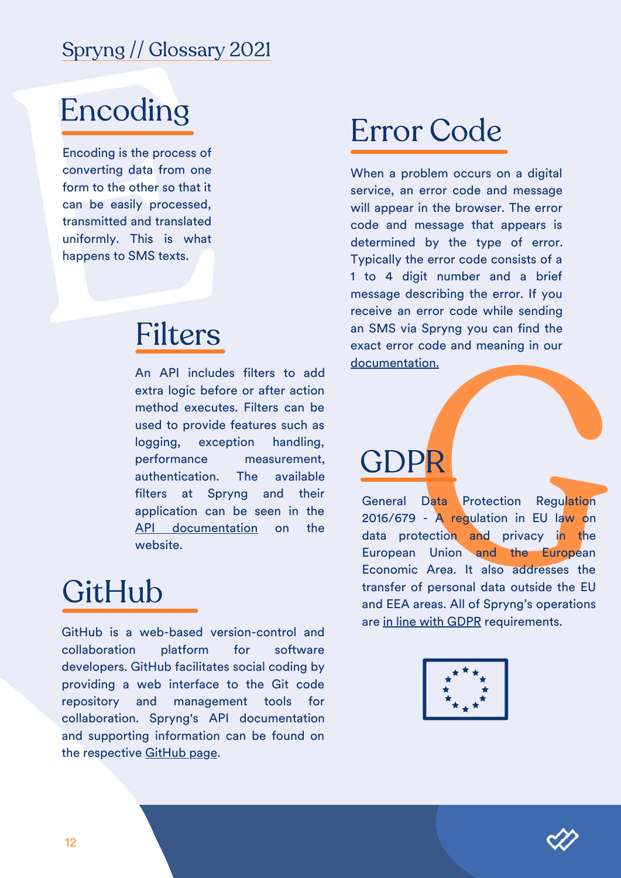## Encoding

Encoding is the process of converting data from one form to the other so that it can be easily processed, transmitted and translated uniformly. This is what happens to SMS texts.

## Filters

An API includes filters to add extra logic before or after action method executes. Filters can be used to provide features such as logging, exception handling, performance measurement, authentication. The available filters at Spryng and their application can be seen in the API documentation on the website.

## GitHub

GitHub is a web-based version-control and collaboration platform for software developers. GitHub facilitates social coding by providing a web interface to the Git code repository and management tools for collaboration. Spryng's API documentation and supporting information can be found on the respective GitHub page.

## Error Code

When a problem occurs on a digital service, an error code and message will appear in the browser. The error code and message that appears is determined by the type of error. Typically the error code consists of a 1 to 4 digit number and a brief message describing the error. If you receive an error code while sending an SMS via Spryng you can find the exact error code and meaning in our documentation.

## GDPR

General Data Protection Regulation 2016/679 - A regulation in EU law on data protection and privacy in the European Union and the European Economic Area. It also addresses the transfer of personal data outside the EU and EEA areas. All of Spryng's operations are in line with GDPR requirements.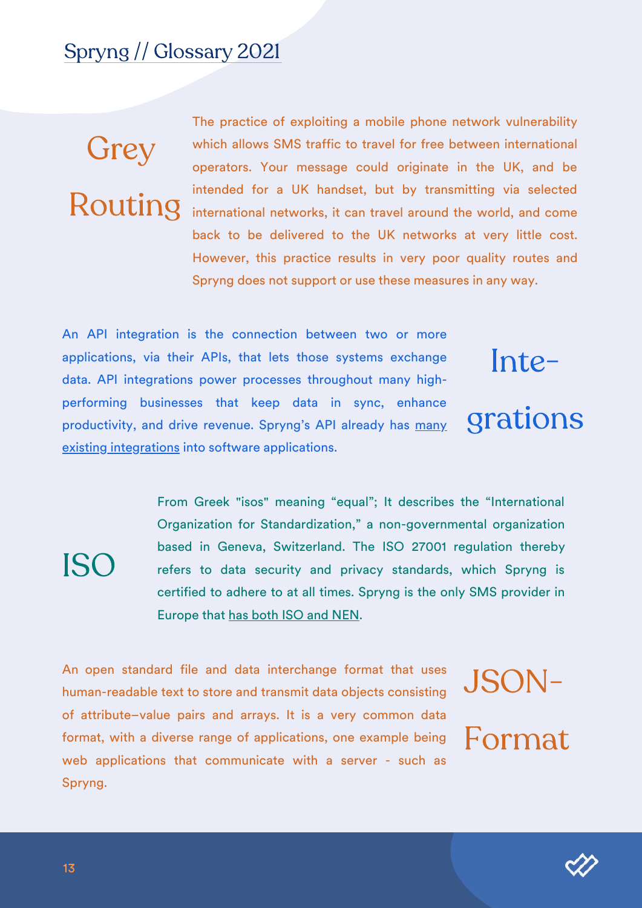## Grey Routing

The practice of exploiting a mobile phone network vulnerability which allows SMS traffic to travel for free between international operators. Your message could originate in the UK, and be intended for a UK handset, but by transmitting via selected international networks, it can travel around the world, and come back to be delivered to the UK networks at very little cost. However, this practice results in very poor quality routes and Spryng does not support or use these measures in any way.

## Integrations

An API integration is the connection between two or more applications, via their APIs, that lets those systems exchange data. API integrations power processes throughout many high-performing businesses that keep data in sync, enhance productivity, and drive revenue. Spryng's API already has many existing integrations into software applications.

## ISO

From Greek "isos" meaning "equal"; It describes the "International Organization for Standardization," a non-governmental organization based in Geneva, Switzerland. The ISO 27001 regulation thereby refers to data security and privacy standards, which Spryng is certified to adhere to at all times. Spryng is the only SMS provider in Europe that has both ISO and NEN.

## JSON-Format

An open standard file and data interchange format that uses human-readable text to store and transmit data objects consisting of attribute–value pairs and arrays. It is a very common data format, with a diverse range of applications, one example being web applications that communicate with a server - such as Spryng.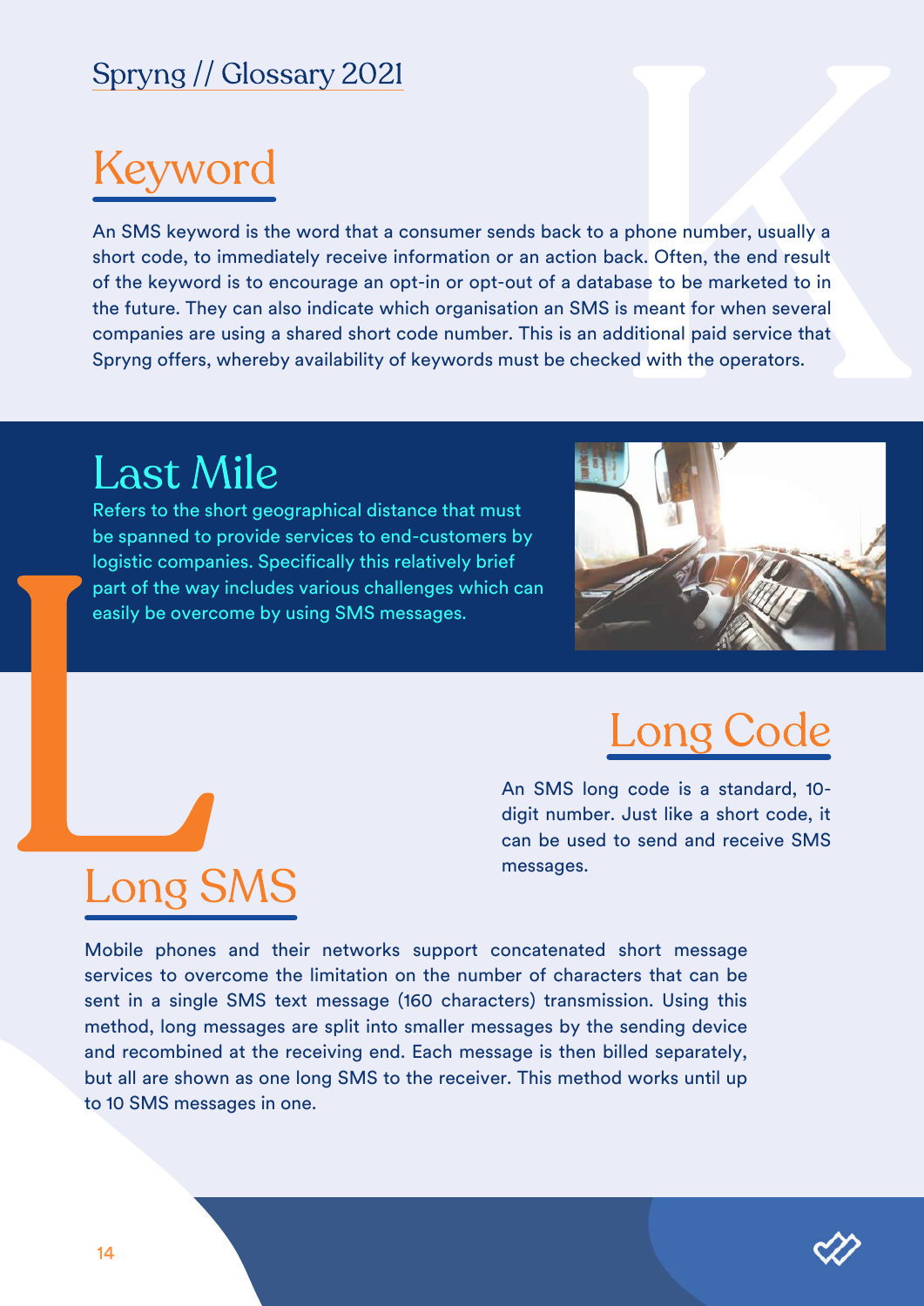## Keyword

An SMS keyword is the word that a consumer sends back to a phone number, usually a short code, to immediately receive information or an action back. Often, the end result of the keyword is to encourage an opt-in or opt-out of a database to be marketed to in the future. They can also indicate which organisation an SMS is meant for when several companies are using a shared short code number. This is an additional paid service that Spryng offers, whereby availability of keywords must be checked with the operators.

## Last Mile

Refers to the short geographical distance that must be spanned to provide services to end-customers by logistic companies. Specifically this relatively brief part of the way includes various challenges which can easily be overcome by using SMS messages.

## Long Code

An SMS long code is a standard, 10-digit number. Just like a short code, it can be used to send and receive SMS messages.

## Long SMS

Mobile phones and their networks support concatenated short message services to overcome the limitation on the number of characters that can be sent in a single SMS text message (160 characters) transmission. Using this method, long messages are split into smaller messages by the sending device and recombined at the receiving end. Each message is then billed separately, but all are shown as one long SMS to the receiver. This method works until up to 10 SMS messages in one.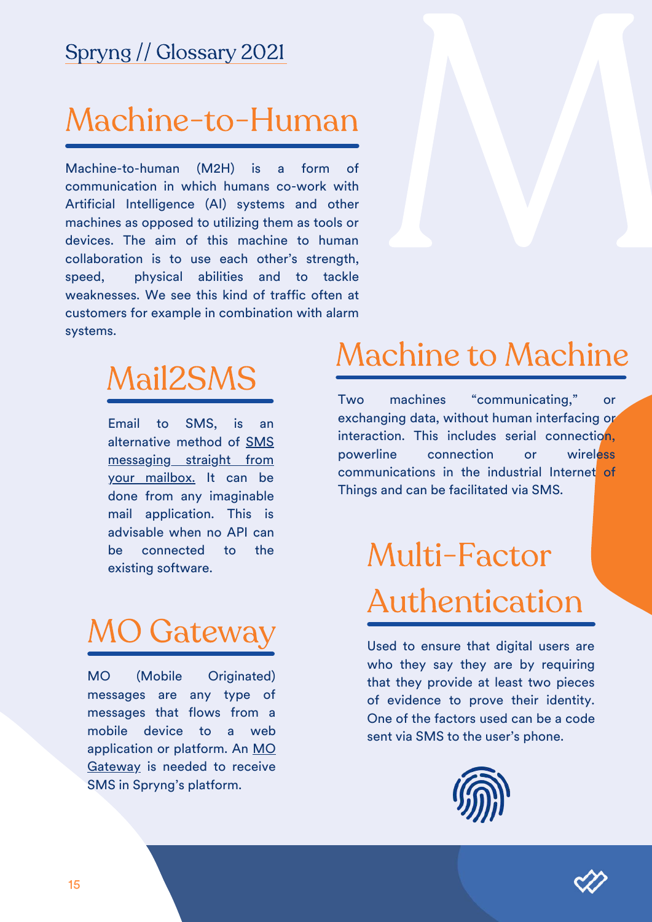# Machine-to-Human

Machine-to-human (M2H) is a form of communication in which humans co-work with Artificial Intelligence (AI) systems and other machines as opposed to utilizing them as tools or devices. The aim of this machine to human collaboration is to use each other's strength, speed, physical abilities and to tackle weaknesses. We see this kind of traffic often at customers for example in combination with alarm systems.

# Mail2SMS

Email to SMS, is an alternative method of SMS messaging straight from your mailbox. It can be done from any imaginable mail application. This is advisable when no API can be connected to the existing software.

# MO Gateway

MO (Mobile Originated) messages are any type of messages that flows from a mobile device to a web application or platform. An MO Gateway is needed to receive SMS in Spryng's platform.

# Machine to Machine

Two machines "communicating," or exchanging data, without human interfacing or interaction. This includes serial connection, powerline connection or wireless communications in the industrial Internet of Things and can be facilitated via SMS.

# Multi-Factor Authentication

Used to ensure that digital users are who they say they are by requiring that they provide at least two pieces of evidence to prove their identity. One of the factors used can be a code sent via SMS to the user's phone.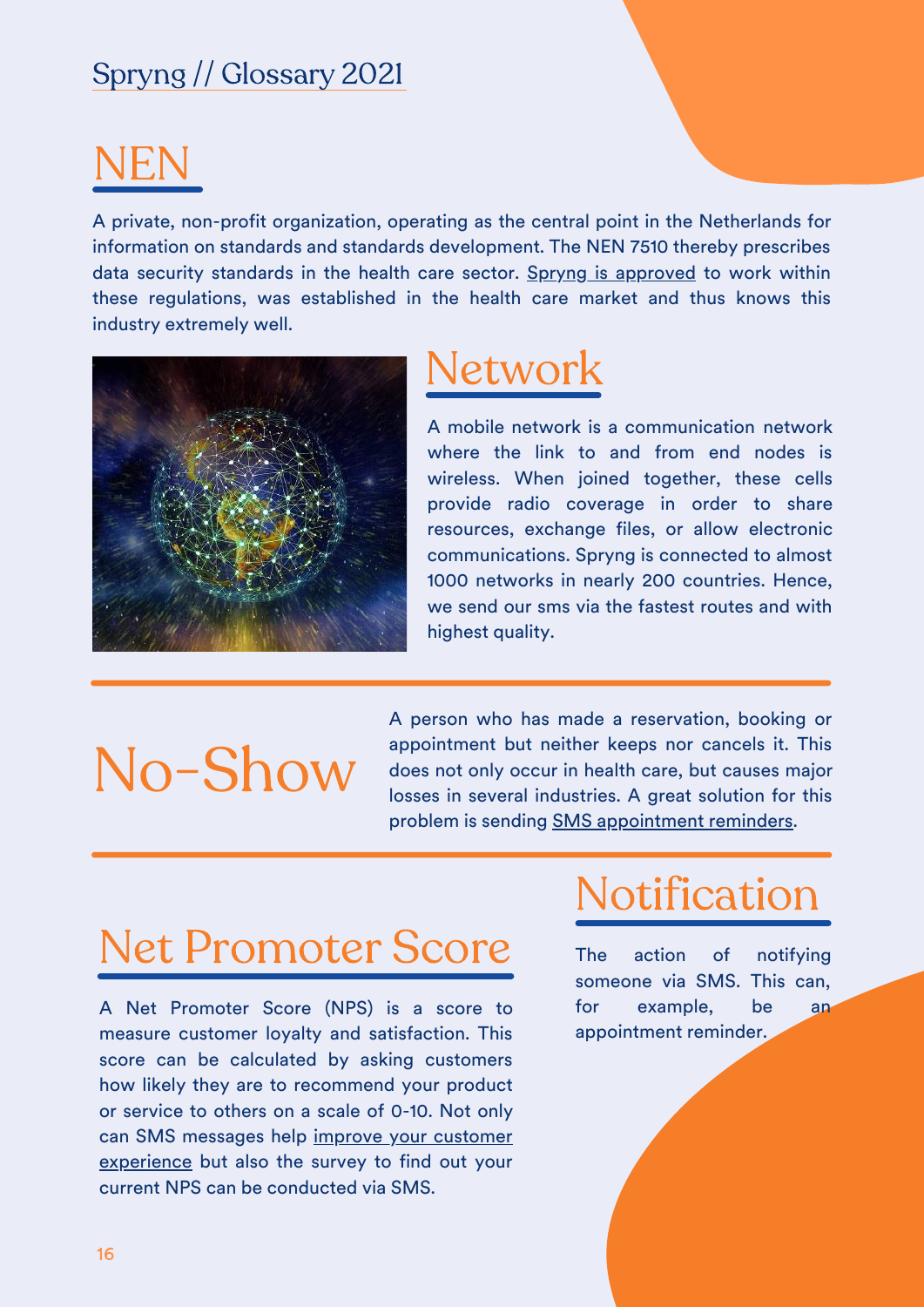## NEN

A private, non-profit organization, operating as the central point in the Netherlands for information on standards and standards development. The NEN 7510 thereby prescribes data security standards in the health care sector. Spryng is approved to work within these regulations, was established in the health care market and thus knows this industry extremely well.

## Network

A mobile network is a communication network where the link to and from end nodes is wireless. When joined together, these cells provide radio coverage in order to share resources, exchange files, or allow electronic communications. Spryng is connected to almost 1000 networks in nearly 200 countries. Hence, we send our sms via the fastest routes and with highest quality.

## No-Show

A person who has made a reservation, booking or appointment but neither keeps nor cancels it. This does not only occur in health care, but causes major losses in several industries. A great solution for this problem is sending SMS appointment reminders.

## Net Promoter Score

A Net Promoter Score (NPS) is a score to measure customer loyalty and satisfaction. This score can be calculated by asking customers how likely they are to recommend your product or service to others on a scale of 0-10. Not only can SMS messages help improve your customer experience but also the survey to find out your current NPS can be conducted via SMS.

## Notification

The action of notifying someone via SMS. This can, for example, be an appointment reminder.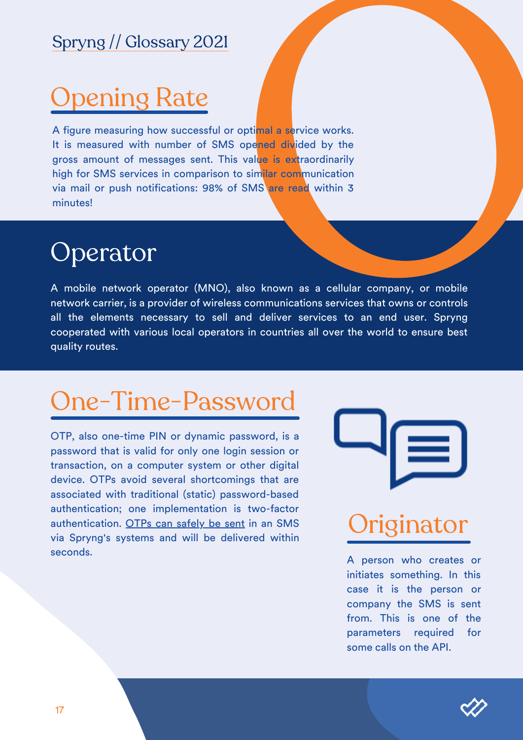## Opening Rate

A figure measuring how successful or optimal a service works. It is measured with number of SMS opened divided by the gross amount of messages sent. This value is extraordinarily high for SMS services in comparison to similar communication via mail or push notifications: 98% of SMS are read within 3 minutes!

## Operator

A mobile network operator (MNO), also known as a cellular company, or mobile network carrier, is a provider of wireless communications services that owns or controls all the elements necessary to sell and deliver services to an end user. Spryng cooperated with various local operators in countries all over the world to ensure best quality routes.

## One-Time-Password

OTP, also one-time PIN or dynamic password, is a password that is valid for only one login session or transaction, on a computer system or other digital device. OTPs avoid several shortcomings that are associated with traditional (static) password-based authentication; one implementation is two-factor authentication. OTPs can safely be sent in an SMS via Spryng's systems and will be delivered within seconds.

## Originator

A person who creates or initiates something. In this case it is the person or company the SMS is sent from. This is one of the parameters required for some calls on the API.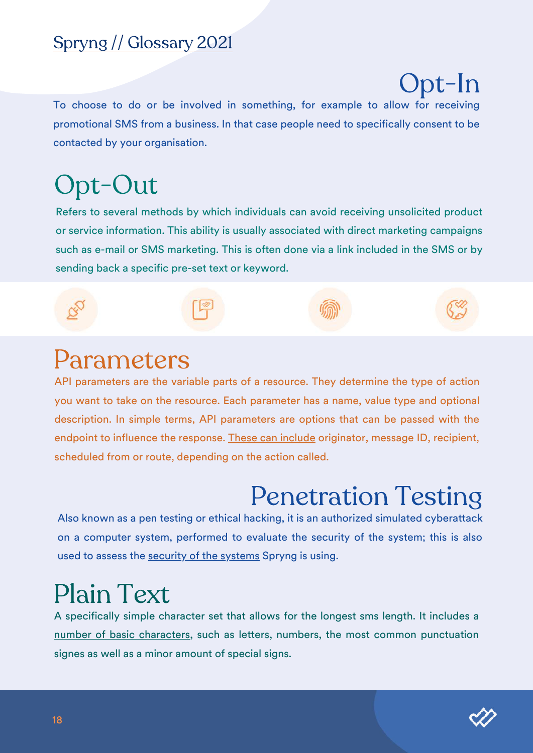## Opt-In

To choose to do or be involved in something, for example to allow for receiving promotional SMS from a business. In that case people need to specifically consent to be contacted by your organisation.

## Opt-Out

Refers to several methods by which individuals can avoid receiving unsolicited product or service information. This ability is usually associated with direct marketing campaigns such as e-mail or SMS marketing. This is often done via a link included in the SMS or by sending back a specific pre-set text or keyword.

## Parameters

API parameters are the variable parts of a resource. They determine the type of action you want to take on the resource. Each parameter has a name, value type and optional description. In simple terms, API parameters are options that can be passed with the endpoint to influence the response. These can include originator, message ID, recipient, scheduled from or route, depending on the action called.

## Penetration Testing

Also known as a pen testing or ethical hacking, it is an authorized simulated cyberattack on a computer system, performed to evaluate the security of the system; this is also used to assess the security of the systems Spryng is using.

## Plain Text

A specifically simple character set that allows for the longest sms length. It includes a number of basic characters, such as letters, numbers, the most common punctuation signes as well as a minor amount of special signs.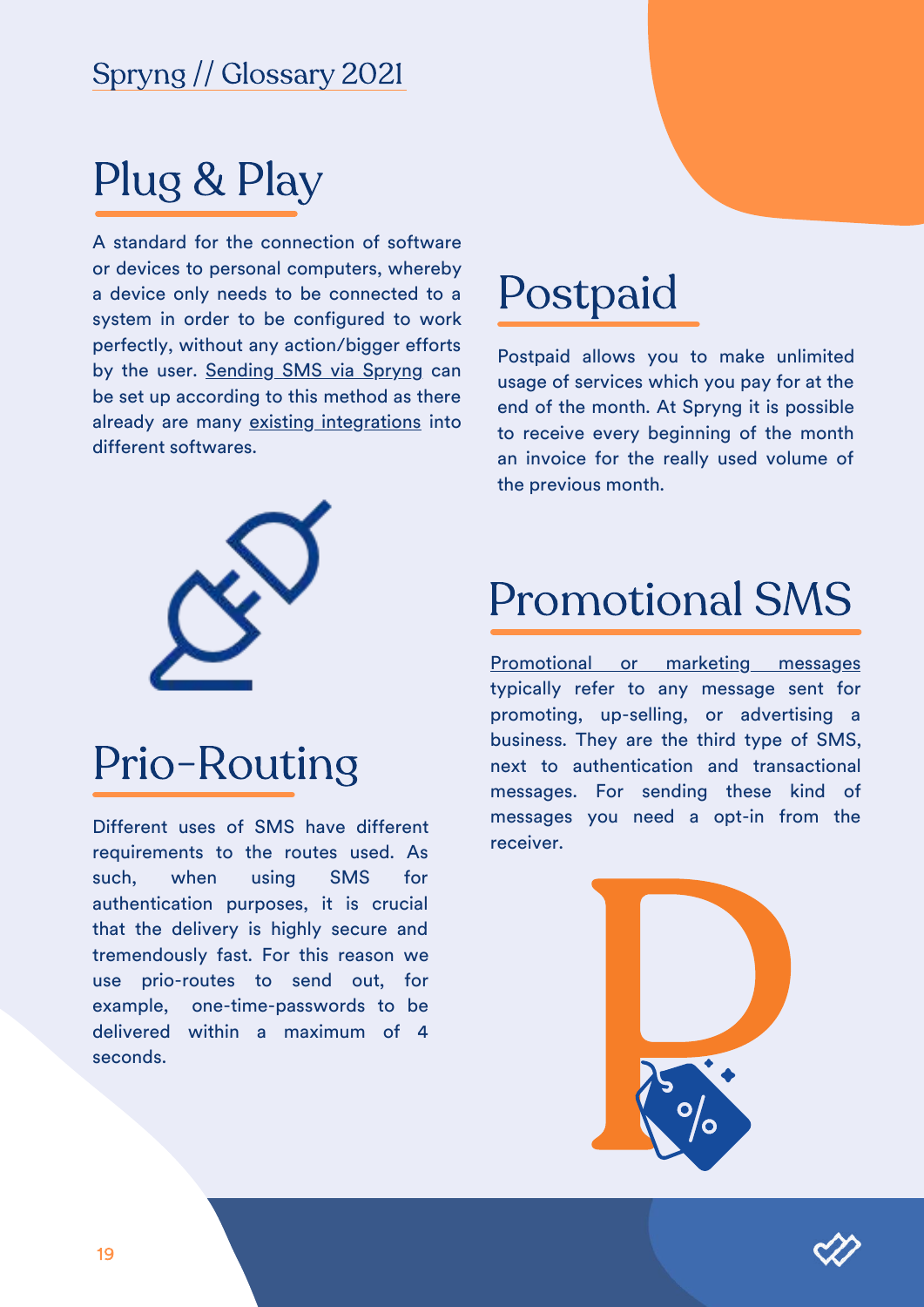# Plug & Play

A standard for the connection of software or devices to personal computers, whereby a device only needs to be connected to a system in order to be configured to work perfectly, without any action/bigger efforts by the user. Sending SMS via Spryng can be set up according to this method as there already are many existing integrations into different softwares.

# Prio-Routing

Different uses of SMS have different requirements to the routes used. As such, when using SMS for authentication purposes, it is crucial that the delivery is highly secure and tremendously fast. For this reason we use prio-routes to send out, for example, one-time-passwords to be delivered within a maximum of 4 seconds.

# Postpaid

Postpaid allows you to make unlimited usage of services which you pay for at the end of the month. At Spryng it is possible to receive every beginning of the month an invoice for the really used volume of the previous month.

# Promotional SMS

Promotional or marketing messages typically refer to any message sent for promoting, up-selling, or advertising a business. They are the third type of SMS, next to authentication and transactional messages. For sending these kind of messages you need a opt-in from the receiver.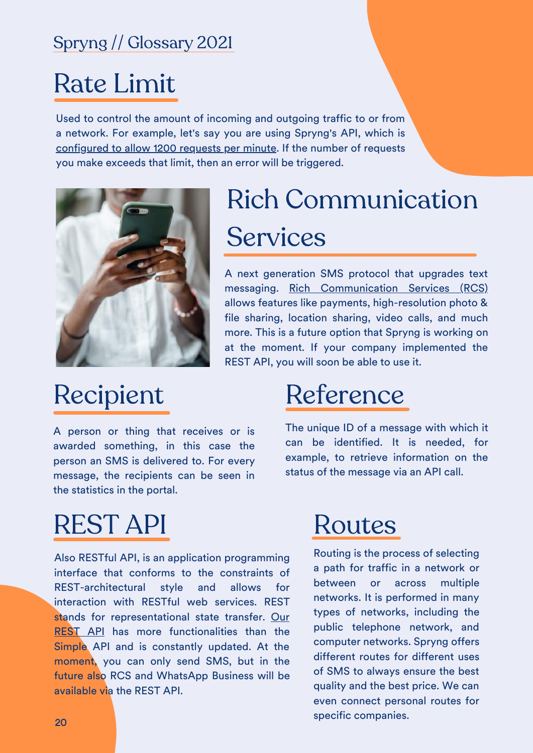## Rate Limit

Used to control the amount of incoming and outgoing traffic to or from a network. For example, let's say you are using Spryng's API, which is configured to allow 1200 requests per minute. If the number of requests you make exceeds that limit, then an error will be triggered.

## Rich Communication Services

A next generation SMS protocol that upgrades text messaging. Rich Communication Services (RCS) allows features like payments, high-resolution photo & file sharing, location sharing, video calls, and much more. This is a future option that Spryng is working on at the moment. If your company implemented the REST API, you will soon be able to use it.

## Recipient

A person or thing that receives or is awarded something, in this case the person an SMS is delivered to. For every message, the recipients can be seen in the statistics in the portal.

## Reference

The unique ID of a message with which it can be identified. It is needed, for example, to retrieve information on the status of the message via an API call.

## REST API

Also RESTful API, is an application programming interface that conforms to the constraints of REST-architectural style and allows for interaction with RESTful web services. REST stands for representational state transfer. Our REST API has more functionalities than the Simple API and is constantly updated. At the moment, you can only send SMS, but in the future also RCS and WhatsApp Business will be available via the REST API.

## Routes

Routing is the process of selecting a path for traffic in a network or between or across multiple networks. It is performed in many types of networks, including the public telephone network, and computer networks. Spryng offers different routes for different uses of SMS to always ensure the best quality and the best price. We can even connect personal routes for specific companies.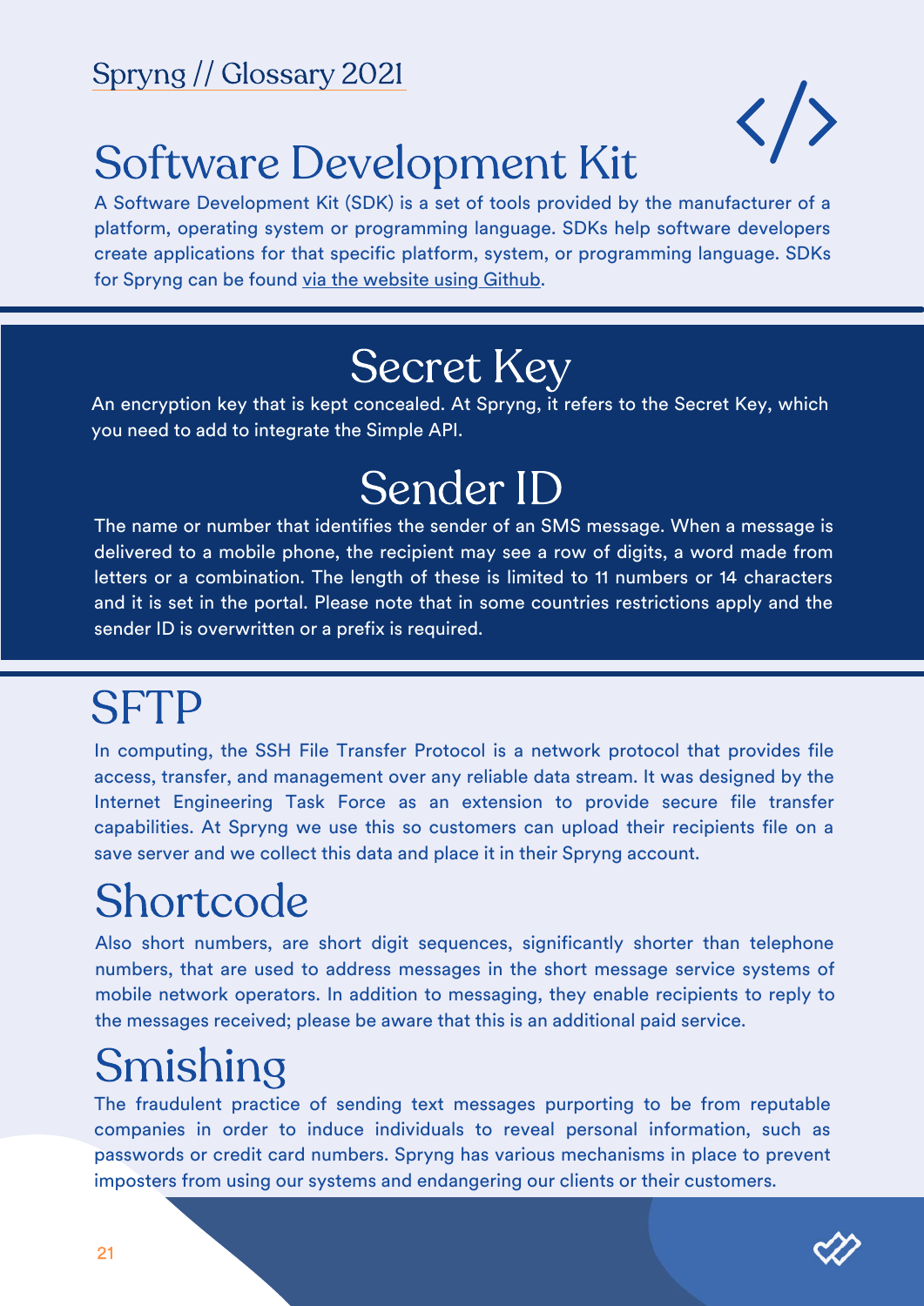# Software Development Kit

A Software Development Kit (SDK) is a set of tools provided by the manufacturer of a platform, operating system or programming language. SDKs help software developers create applications for that specific platform, system, or programming language. SDKs for Spryng can be found via the website using Github.

# Secret Key

An encryption key that is kept concealed. At Spryng, it refers to the Secret Key, which you need to add to integrate the Simple API.

# Sender ID

The name or number that identifies the sender of an SMS message. When a message is delivered to a mobile phone, the recipient may see a row of digits, a word made from letters or a combination. The length of these is limited to 11 numbers or 14 characters and it is set in the portal. Please note that in some countries restrictions apply and the sender ID is overwritten or a prefix is required.

# SFTP

In computing, the SSH File Transfer Protocol is a network protocol that provides file access, transfer, and management over any reliable data stream. It was designed by the Internet Engineering Task Force as an extension to provide secure file transfer capabilities. At Spryng we use this so customers can upload their recipients file on a save server and we collect this data and place it in their Spryng account.

# Shortcode

Also short numbers, are short digit sequences, significantly shorter than telephone numbers, that are used to address messages in the short message service systems of mobile network operators. In addition to messaging, they enable recipients to reply to the messages received; please be aware that this is an additional paid service.

# Smishing

The fraudulent practice of sending text messages purporting to be from reputable companies in order to induce individuals to reveal personal information, such as passwords or credit card numbers. Spryng has various mechanisms in place to prevent imposters from using our systems and endangering our clients or their customers.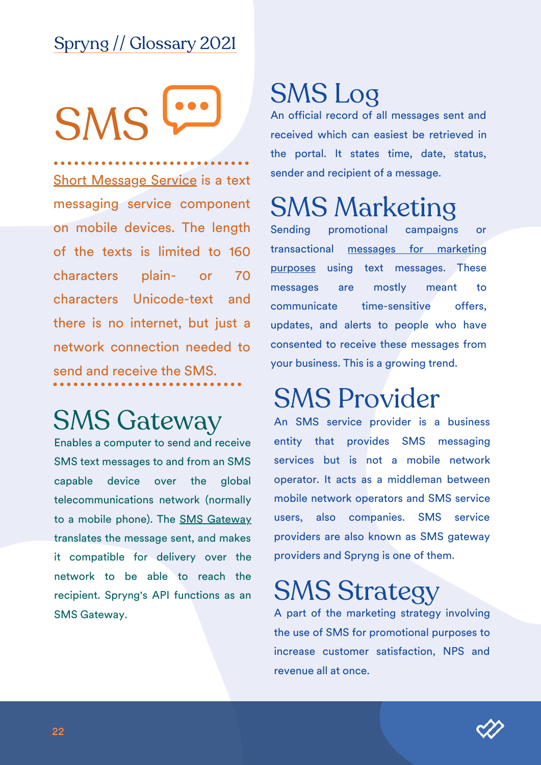# SMS

Short Message Service is a text messaging service component on mobile devices. The length of the texts is limited to 160 characters plain- or 70 characters Unicode-text and there is no internet, but just a network connection needed to send and receive the SMS.

## SMS Gateway

Enables a computer to send and receive SMS text messages to and from an SMS capable device over the global telecommunications network (normally to a mobile phone). The SMS Gateway translates the message sent, and makes it compatible for delivery over the network to be able to reach the recipient. Spryng's API functions as an SMS Gateway.

## SMS Log

An official record of all messages sent and received which can easiest be retrieved in the portal. It states time, date, status, sender and recipient of a message.

## SMS Marketing

Sending promotional campaigns or transactional messages for marketing purposes using text messages. These messages are mostly meant to communicate time-sensitive offers, updates, and alerts to people who have consented to receive these messages from your business. This is a growing trend.

## SMS Provider

An SMS service provider is a business entity that provides SMS messaging services but is not a mobile network operator. It acts as a middleman between mobile network operators and SMS service users, also companies. SMS service providers are also known as SMS gateway providers and Spryng is one of them.

## SMS Strategy

A part of the marketing strategy involving the use of SMS for promotional purposes to increase customer satisfaction, NPS and revenue all at once.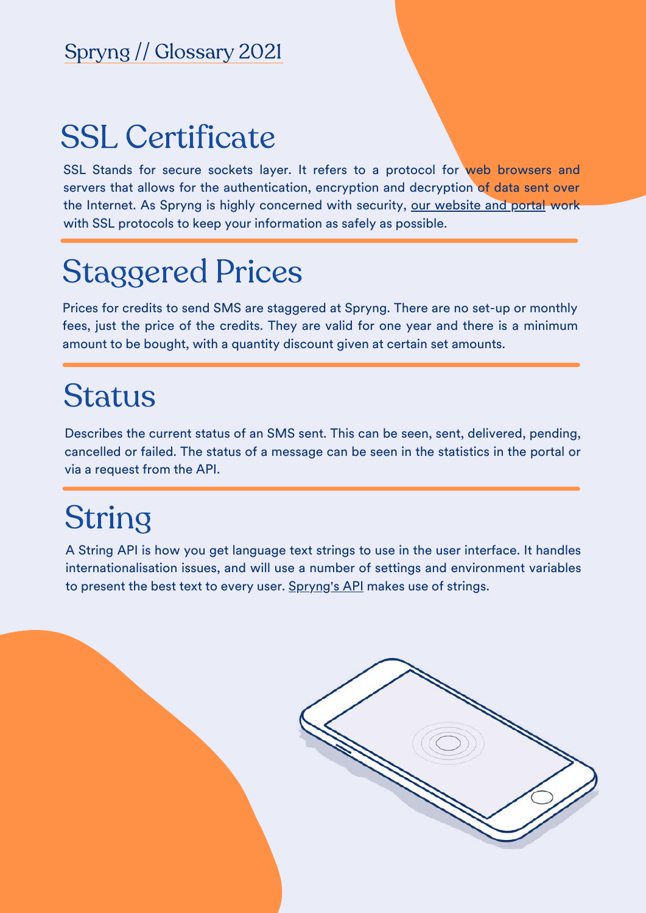## SSL Certificate

SSL Stands for secure sockets layer. It refers to a protocol for web browsers and servers that allows for the authentication, encryption and decryption of data sent over the Internet. As Spryng is highly concerned with security, our website and portal work with SSL protocols to keep your information as safely as possible.

## Staggered Prices

Prices for credits to send SMS are staggered at Spryng. There are no set-up or monthly fees, just the price of the credits. They are valid for one year and there is a minimum amount to be bought, with a quantity discount given at certain set amounts.

## Status

Describes the current status of an SMS sent. This can be seen, sent, delivered, pending, cancelled or failed. The status of a message can be seen in the statistics in the portal or via a request from the API.

## String

A String API is how you get language text strings to use in the user interface. It handles internationalisation issues, and will use a number of settings and environment variables to present the best text to every user. Spryng's API makes use of strings.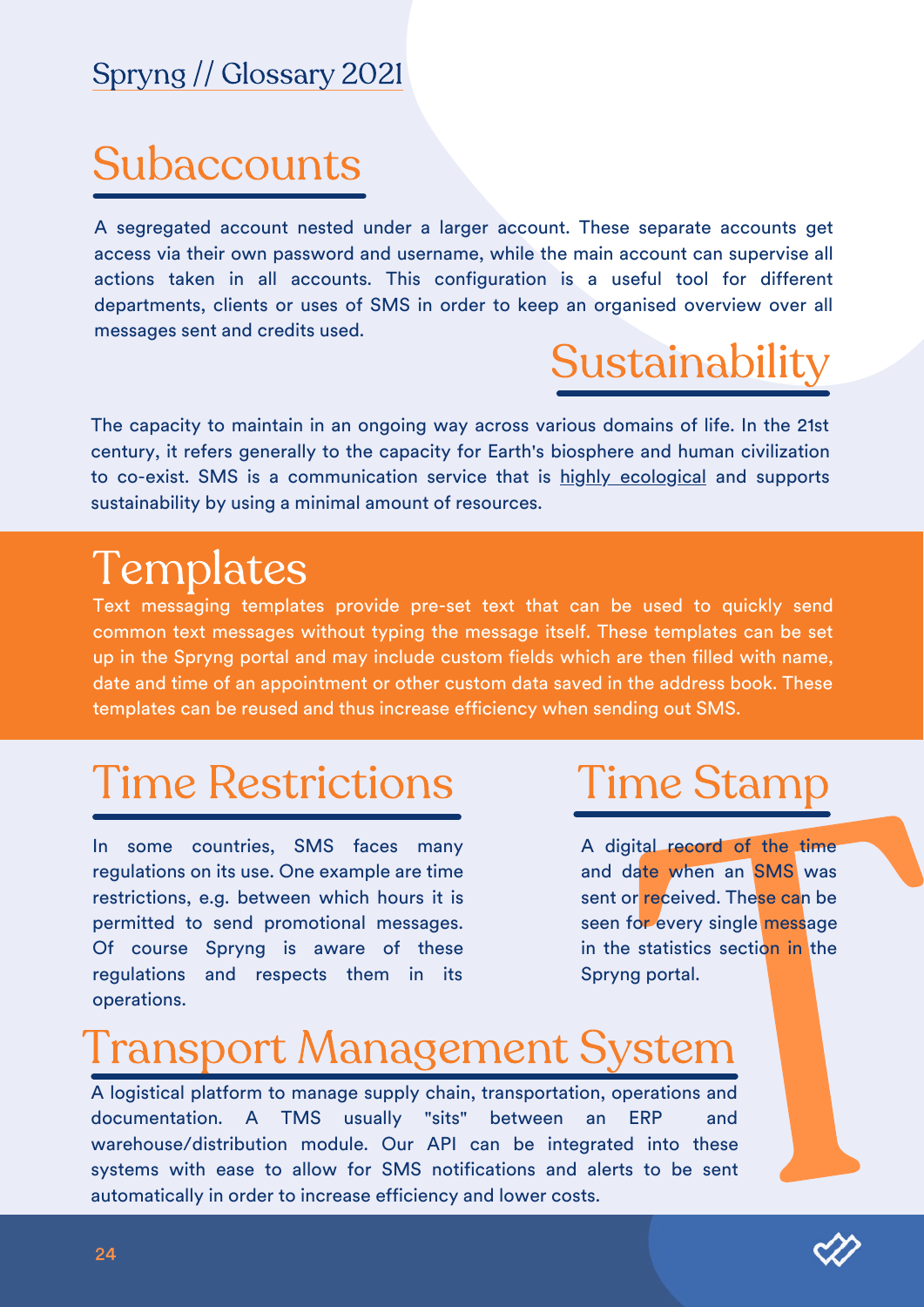## Subaccounts

A segregated account nested under a larger account. These separate accounts get access via their own password and username, while the main account can supervise all actions taken in all accounts. This configuration is a useful tool for different departments, clients or uses of SMS in order to keep an organised overview over all messages sent and credits used.

## Sustainability

The capacity to maintain in an ongoing way across various domains of life. In the 21st century, it refers generally to the capacity for Earth's biosphere and human civilization to co-exist. SMS is a communication service that is highly ecological and supports sustainability by using a minimal amount of resources.

## Templates

Text messaging templates provide pre-set text that can be used to quickly send common text messages without typing the message itself. These templates can be set up in the Spryng portal and may include custom fields which are then filled with name, date and time of an appointment or other custom data saved in the address book. These templates can be reused and thus increase efficiency when sending out SMS.

## Time Restrictions

In some countries, SMS faces many regulations on its use. One example are time restrictions, e.g. between which hours it is permitted to send promotional messages. Of course Spryng is aware of these regulations and respects them in its operations.

## Time Stamp

A digital record of the time and date when an SMS was sent or received. These can be seen for every single message in the statistics section in the Spryng portal.

## Transport Management System

A logistical platform to manage supply chain, transportation, operations and documentation. A TMS usually "sits" between an ERP and warehouse/distribution module. Our API can be integrated into these systems with ease to allow for SMS notifications and alerts to be sent automatically in order to increase efficiency and lower costs.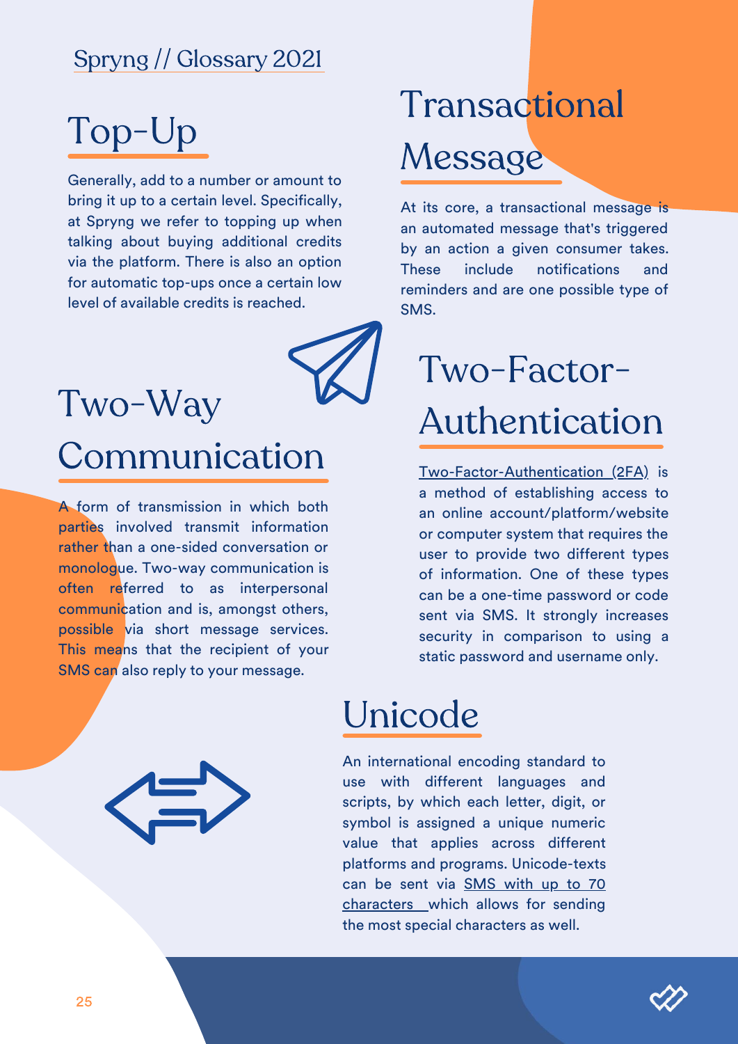# Top-Up

Generally, add to a number or amount to bring it up to a certain level. Specifically, at Spryng we refer to topping up when talking about buying additional credits via the platform. There is also an option for automatic top-ups once a certain low level of available credits is reached.

# Two-Way Communication

A form of transmission in which both parties involved transmit information rather than a one-sided conversation or monologue. Two-way communication is often referred to as interpersonal communication and is, amongst others, possible via short message services. This means that the recipient of your SMS can also reply to your message.

# Transactional Message

At its core, a transactional message is an automated message that's triggered by an action a given consumer takes. These include notifications and reminders and are one possible type of SMS.

# Two-Factor-Authentication

Two-Factor-Authentication (2FA) is a method of establishing access to an online account/platform/website or computer system that requires the user to provide two different types of information. One of these types can be a one-time password or code sent via SMS. It strongly increases security in comparison to using a static password and username only.

# Unicode

An international encoding standard to use with different languages and scripts, by which each letter, digit, or symbol is assigned a unique numeric value that applies across different platforms and programs. Unicode-texts can be sent via SMS with up to 70 characters which allows for sending the most special characters as well.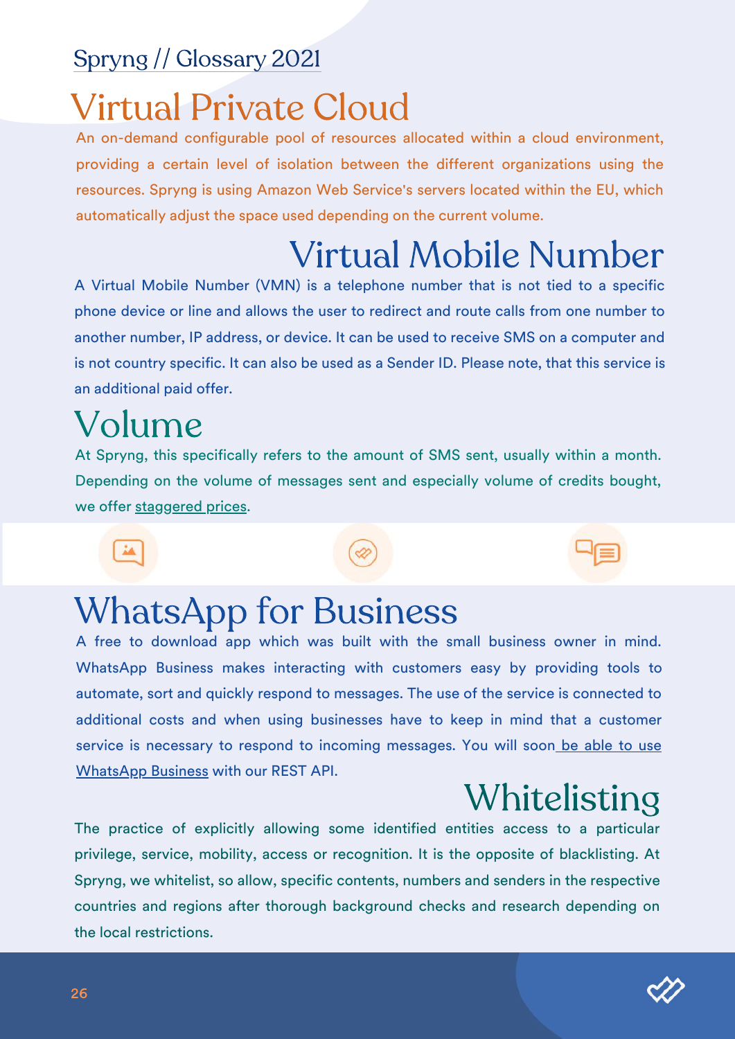# Virtual Private Cloud

An on-demand configurable pool of resources allocated within a cloud environment, providing a certain level of isolation between the different organizations using the resources. Spryng is using Amazon Web Service's servers located within the EU, which automatically adjust the space used depending on the current volume.

# Virtual Mobile Number

A Virtual Mobile Number (VMN) is a telephone number that is not tied to a specific phone device or line and allows the user to redirect and route calls from one number to another number, IP address, or device. It can be used to receive SMS on a computer and is not country specific. It can also be used as a Sender ID. Please note, that this service is an additional paid offer.

# Volume

At Spryng, this specifically refers to the amount of SMS sent, usually within a month. Depending on the volume of messages sent and especially volume of credits bought, we offer staggered prices.

# WhatsApp for Business

A free to download app which was built with the small business owner in mind. WhatsApp Business makes interacting with customers easy by providing tools to automate, sort and quickly respond to messages. The use of the service is connected to additional costs and when using businesses have to keep in mind that a customer service is necessary to respond to incoming messages. You will soon be able to use WhatsApp Business with our REST API.

# Whitelisting

The practice of explicitly allowing some identified entities access to a particular privilege, service, mobility, access or recognition. It is the opposite of blacklisting. At Spryng, we whitelist, so allow, specific contents, numbers and senders in the respective countries and regions after thorough background checks and research depending on the local restrictions.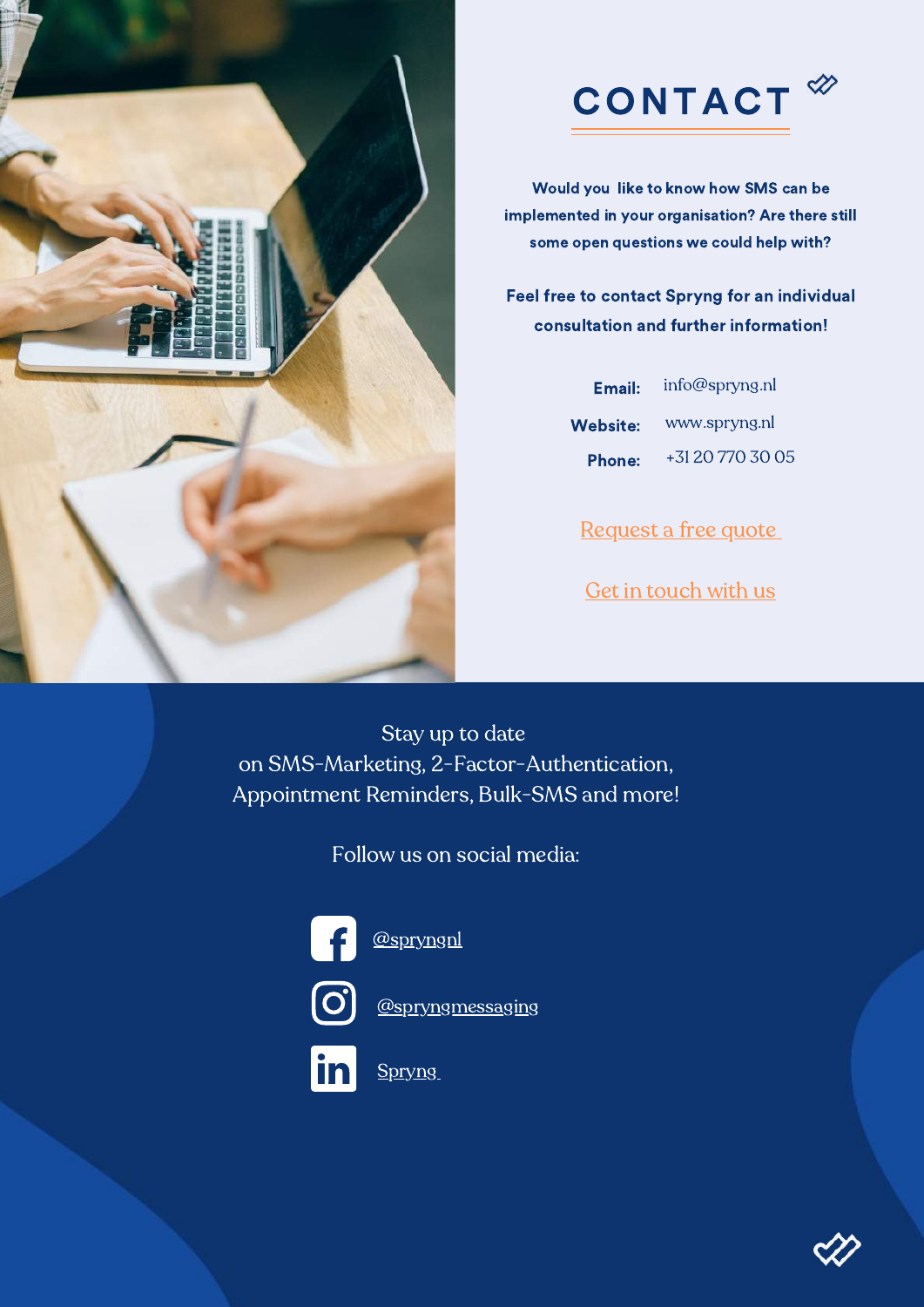# CONTACT

**Would you like to know how SMS can be implemented in your organisation? Are there still some open questions we could help with?**

**Feel free to contact Spryng for an individual consultation and further information!**

**Email:** info@spryng.nl

**Website:** www.spryng.nl

**Phone:** +31 20 770 30 05

Request a free quote

Get in touch with us

Stay up to date
on SMS-Marketing, 2-Factor-Authentication,
Appointment Reminders, Bulk-SMS and more!

Follow us on social media:

@spryngnl

@spryngmessaging

Spryng